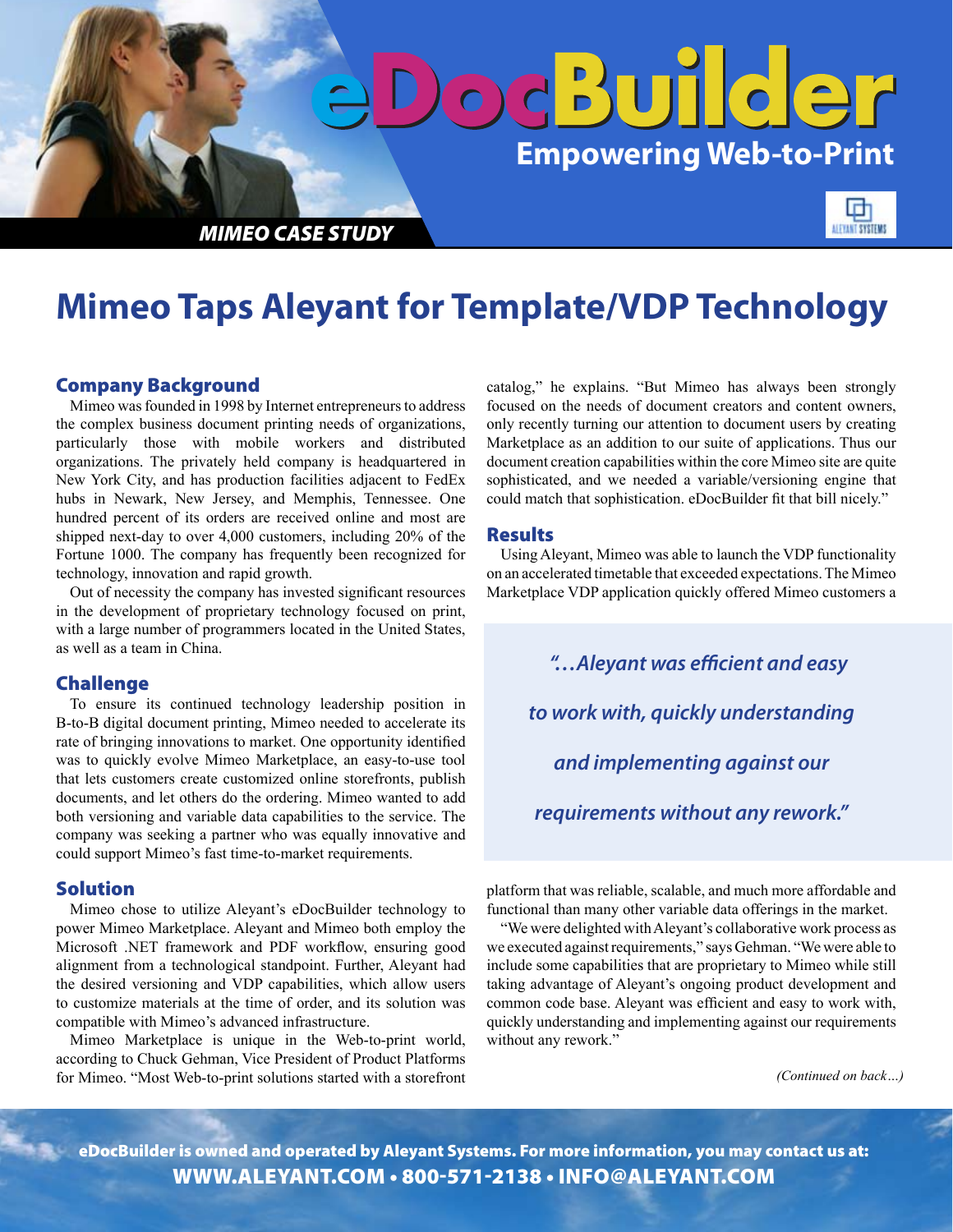# eDocBuilder

## Empowering Web-to-Print

***MIMEO CASE STUDY***

# Mimeo Taps Aleyant for Template/VDP Technology

## Company Background

Mimeo was founded in 1998 by Internet entrepreneurs to address the complex business document printing needs of organizations, particularly those with mobile workers and distributed organizations. The privately held company is headquartered in New York City, and has production facilities adjacent to FedEx hubs in Newark, New Jersey, and Memphis, Tennessee. One hundred percent of its orders are received online and most are shipped next-day to over 4,000 customers, including 20% of the Fortune 1000. The company has frequently been recognized for technology, innovation and rapid growth.

Out of necessity the company has invested significant resources in the development of proprietary technology focused on print, with a large number of programmers located in the United States, as well as a team in China.

## Challenge

To ensure its continued technology leadership position in B-to-B digital document printing, Mimeo needed to accelerate its rate of bringing innovations to market. One opportunity identified was to quickly evolve Mimeo Marketplace, an easy-to-use tool that lets customers create customized online storefronts, publish documents, and let others do the ordering. Mimeo wanted to add both versioning and variable data capabilities to the service. The company was seeking a partner who was equally innovative and could support Mimeo's fast time-to-market requirements.

## Solution

Mimeo chose to utilize Aleyant's eDocBuilder technology to power Mimeo Marketplace. Aleyant and Mimeo both employ the Microsoft .NET framework and PDF workflow, ensuring good alignment from a technological standpoint. Further, Aleyant had the desired versioning and VDP capabilities, which allow users to customize materials at the time of order, and its solution was compatible with Mimeo's advanced infrastructure.

Mimeo Marketplace is unique in the Web-to-print world, according to Chuck Gehman, Vice President of Product Platforms for Mimeo. "Most Web-to-print solutions started with a storefront catalog," he explains. "But Mimeo has always been strongly focused on the needs of document creators and content owners, only recently turning our attention to document users by creating Marketplace as an addition to our suite of applications. Thus our document creation capabilities within the core Mimeo site are quite sophisticated, and we needed a variable/versioning engine that could match that sophistication. eDocBuilder fit that bill nicely."

## Results

Using Aleyant, Mimeo was able to launch the VDP functionality on an accelerated timetable that exceeded expectations. The Mimeo Marketplace VDP application quickly offered Mimeo customers a platform that was reliable, scalable, and much more affordable and functional than many other variable data offerings in the market.

> *"…Aleyant was efficient and easy to work with, quickly understanding and implementing against our requirements without any rework."*

"We were delighted with Aleyant's collaborative work process as we executed against requirements," says Gehman. "We were able to include some capabilities that are proprietary to Mimeo while still taking advantage of Aleyant's ongoing product development and common code base. Aleyant was efficient and easy to work with, quickly understanding and implementing against our requirements without any rework."

*(Continued on back…)*

**eDocBuilder is owned and operated by Aleyant Systems. For more information, you may contact us at:**
**WWW.ALEYANT.COM • 800-571-2138 • INFO@ALEYANT.COM**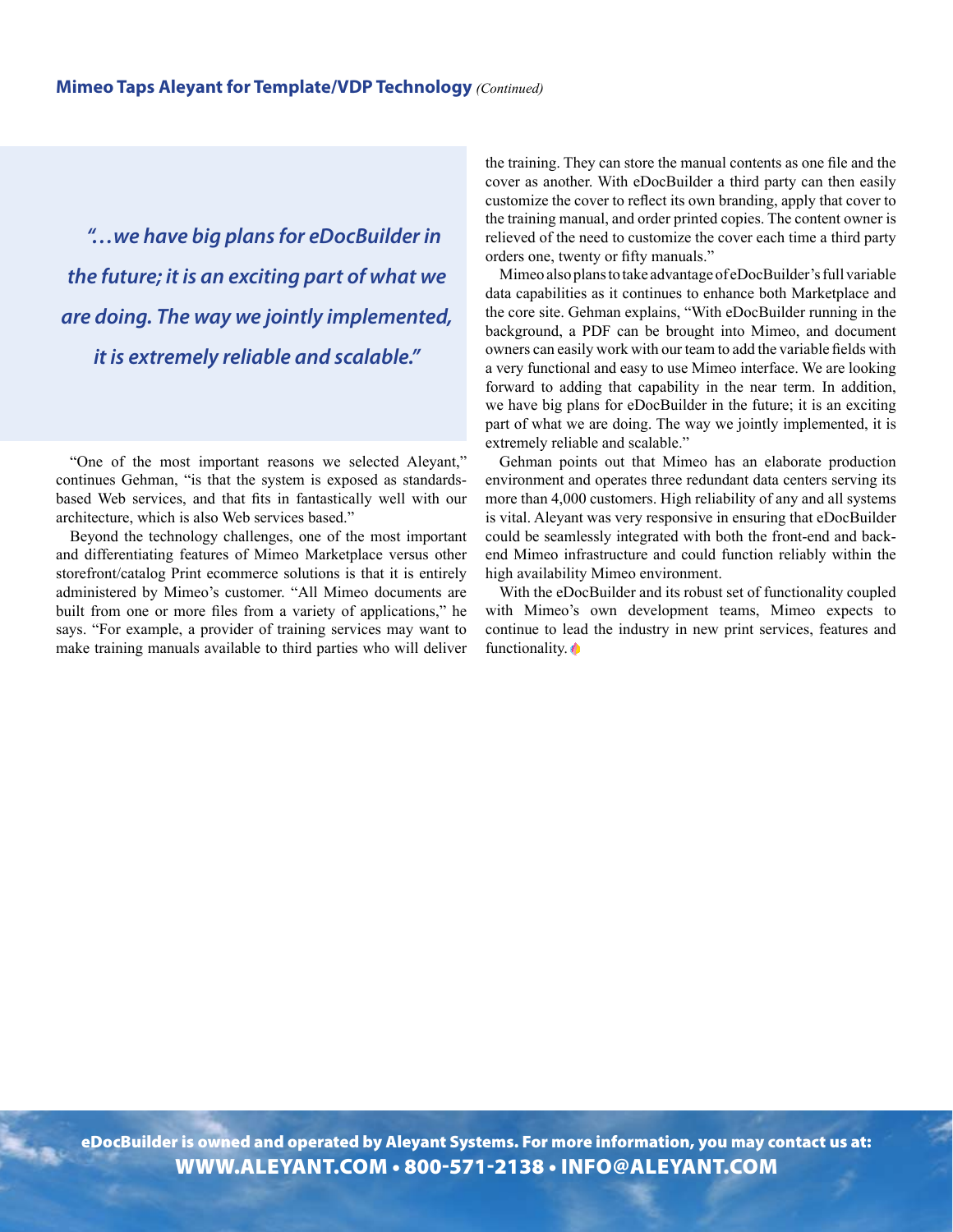## Mimeo Taps Aleyant for Template/VDP Technology *(Continued)*

> ***"…we have big plans for eDocBuilder in the future; it is an exciting part of what we are doing. The way we jointly implemented, it is extremely reliable and scalable."***

"One of the most important reasons we selected Aleyant," continues Gehman, "is that the system is exposed as standards-based Web services, and that fits in fantastically well with our architecture, which is also Web services based."

Beyond the technology challenges, one of the most important and differentiating features of Mimeo Marketplace versus other storefront/catalog Print ecommerce solutions is that it is entirely administered by Mimeo's customer. "All Mimeo documents are built from one or more files from a variety of applications," he says. "For example, a provider of training services may want to make training manuals available to third parties who will deliver the training. They can store the manual contents as one file and the cover as another. With eDocBuilder a third party can then easily customize the cover to reflect its own branding, apply that cover to the training manual, and order printed copies. The content owner is relieved of the need to customize the cover each time a third party orders one, twenty or fifty manuals."

Mimeo also plans to take advantage of eDocBuilder's full variable data capabilities as it continues to enhance both Marketplace and the core site. Gehman explains, "With eDocBuilder running in the background, a PDF can be brought into Mimeo, and document owners can easily work with our team to add the variable fields with a very functional and easy to use Mimeo interface. We are looking forward to adding that capability in the near term. In addition, we have big plans for eDocBuilder in the future; it is an exciting part of what we are doing. The way we jointly implemented, it is extremely reliable and scalable."

Gehman points out that Mimeo has an elaborate production environment and operates three redundant data centers serving its more than 4,000 customers. High reliability of any and all systems is vital. Aleyant was very responsive in ensuring that eDocBuilder could be seamlessly integrated with both the front-end and back-end Mimeo infrastructure and could function reliably within the high availability Mimeo environment.

With the eDocBuilder and its robust set of functionality coupled with Mimeo's own development teams, Mimeo expects to continue to lead the industry in new print services, features and functionality.

**eDocBuilder is owned and operated by Aleyant Systems. For more information, you may contact us at:**
**WWW.ALEYANT.COM • 800-571-2138 • INFO@ALEYANT.COM**